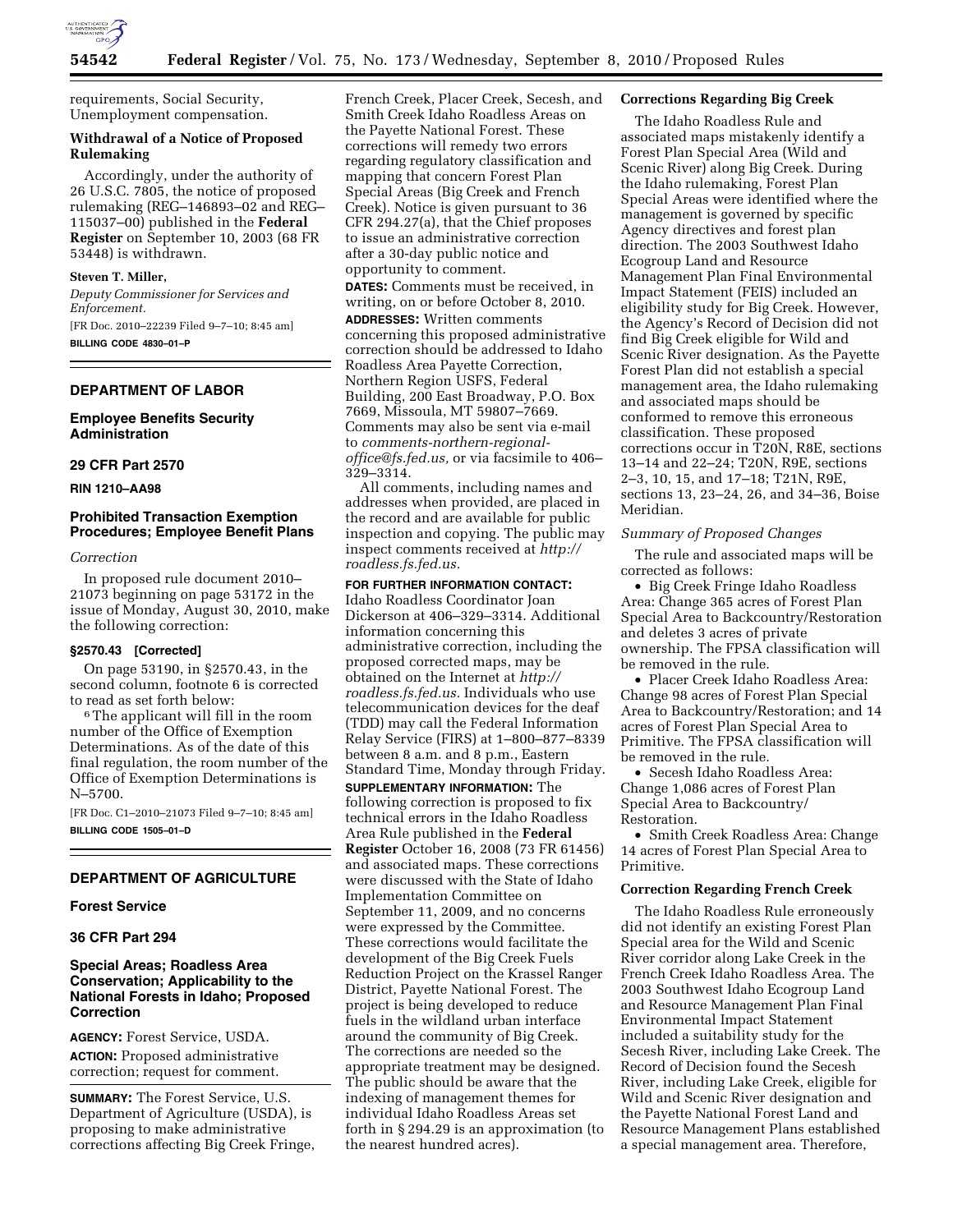requirements, Social Security, Unemployment compensation.

**Withdrawal of a Notice of Proposed Rulemaking**

Accordingly, under the authority of 26 U.S.C. 7805, the notice of proposed rulemaking (REG–146893–02 and REG–115037–00) published in the **Federal Register** on September 10, 2003 (68 FR 53448) is withdrawn.

**Steven T. Miller,**

*Deputy Commissioner for Services and Enforcement.*

[FR Doc. 2010–22239 Filed 9–7–10; 8:45 am]

**BILLING CODE 4830–01–P**

## DEPARTMENT OF LABOR

### Employee Benefits Security Administration

### 29 CFR Part 2570

**RIN 1210–AA98**

### Prohibited Transaction Exemption Procedures; Employee Benefit Plans

*Correction*

In proposed rule document 2010–21073 beginning on page 53172 in the issue of Monday, August 30, 2010, make the following correction:

**§2570.43 [Corrected]**

On page 53190, in §2570.43, in the second column, footnote 6 is corrected to read as set forth below:

[6] The applicant will fill in the room number of the Office of Exemption Determinations. As of the date of this final regulation, the room number of the Office of Exemption Determinations is N–5700.

[FR Doc. C1–2010–21073 Filed 9–7–10; 8:45 am]

**BILLING CODE 1505–01–D**

## DEPARTMENT OF AGRICULTURE

### Forest Service

### 36 CFR Part 294

### Special Areas; Roadless Area Conservation; Applicability to the National Forests in Idaho; Proposed Correction

**AGENCY:** Forest Service, USDA.

**ACTION:** Proposed administrative correction; request for comment.

**SUMMARY:** The Forest Service, U.S. Department of Agriculture (USDA), is proposing to make administrative corrections affecting Big Creek Fringe, French Creek, Placer Creek, Secesh, and Smith Creek Idaho Roadless Areas on the Payette National Forest. These corrections will remedy two errors regarding regulatory classification and mapping that concern Forest Plan Special Areas (Big Creek and French Creek). Notice is given pursuant to 36 CFR 294.27(a), that the Chief proposes to issue an administrative correction after a 30-day public notice and opportunity to comment.

**DATES:** Comments must be received, in writing, on or before October 8, 2010.

**ADDRESSES:** Written comments concerning this proposed administrative correction should be addressed to Idaho Roadless Area Payette Correction, Northern Region USFS, Federal Building, 200 East Broadway, P.O. Box 7669, Missoula, MT 59807–7669. Comments may also be sent via e-mail to *comments-northern-regional-office@fs.fed.us,* or via facsimile to 406–329–3314.

All comments, including names and addresses when provided, are placed in the record and are available for public inspection and copying. The public may inspect comments received at *http://roadless.fs.fed.us.*

**FOR FURTHER INFORMATION CONTACT:** Idaho Roadless Coordinator Joan Dickerson at 406–329–3314. Additional information concerning this administrative correction, including the proposed corrected maps, may be obtained on the Internet at *http://roadless.fs.fed.us.* Individuals who use telecommunication devices for the deaf (TDD) may call the Federal Information Relay Service (FIRS) at 1–800–877–8339 between 8 a.m. and 8 p.m., Eastern Standard Time, Monday through Friday.

**SUPPLEMENTARY INFORMATION:** The following correction is proposed to fix technical errors in the Idaho Roadless Area Rule published in the **Federal Register** October 16, 2008 (73 FR 61456) and associated maps. These corrections were discussed with the State of Idaho Implementation Committee on September 11, 2009, and no concerns were expressed by the Committee. These corrections would facilitate the development of the Big Creek Fuels Reduction Project on the Krassel Ranger District, Payette National Forest. The project is being developed to reduce fuels in the wildland urban interface around the community of Big Creek. The corrections are needed so the appropriate treatment may be designed. The public should be aware that the indexing of management themes for individual Idaho Roadless Areas set forth in § 294.29 is an approximation (to the nearest hundred acres).

**Corrections Regarding Big Creek**

The Idaho Roadless Rule and associated maps mistakenly identify a Forest Plan Special Area (Wild and Scenic River) along Big Creek. During the Idaho rulemaking, Forest Plan Special Areas were identified where the management is governed by specific Agency directives and forest plan direction. The 2003 Southwest Idaho Ecogroup Land and Resource Management Plan Final Environmental Impact Statement (FEIS) included an eligibility study for Big Creek. However, the Agency's Record of Decision did not find Big Creek eligible for Wild and Scenic River designation. As the Payette Forest Plan did not establish a special management area, the Idaho rulemaking and associated maps should be conformed to remove this erroneous classification. These proposed corrections occur in T20N, R8E, sections 13–14 and 22–24; T20N, R9E, sections 2–3, 10, 15, and 17–18; T21N, R9E, sections 13, 23–24, 26, and 34–36, Boise Meridian.

*Summary of Proposed Changes*

The rule and associated maps will be corrected as follows:

- Big Creek Fringe Idaho Roadless Area: Change 365 acres of Forest Plan Special Area to Backcountry/Restoration and deletes 3 acres of private ownership. The FPSA classification will be removed in the rule.
- Placer Creek Idaho Roadless Area: Change 98 acres of Forest Plan Special Area to Backcountry/Restoration; and 14 acres of Forest Plan Special Area to Primitive. The FPSA classification will be removed in the rule.
- Secesh Idaho Roadless Area: Change 1,086 acres of Forest Plan Special Area to Backcountry/Restoration.
- Smith Creek Roadless Area: Change 14 acres of Forest Plan Special Area to Primitive.

**Correction Regarding French Creek**

The Idaho Roadless Rule erroneously did not identify an existing Forest Plan Special area for the Wild and Scenic River corridor along Lake Creek in the French Creek Idaho Roadless Area. The 2003 Southwest Idaho Ecogroup Land and Resource Management Plan Final Environmental Impact Statement included a suitability study for the Secesh River, including Lake Creek. The Record of Decision found the Secesh River, including Lake Creek, eligible for Wild and Scenic River designation and the Payette National Forest Land and Resource Management Plans established a special management area. Therefore,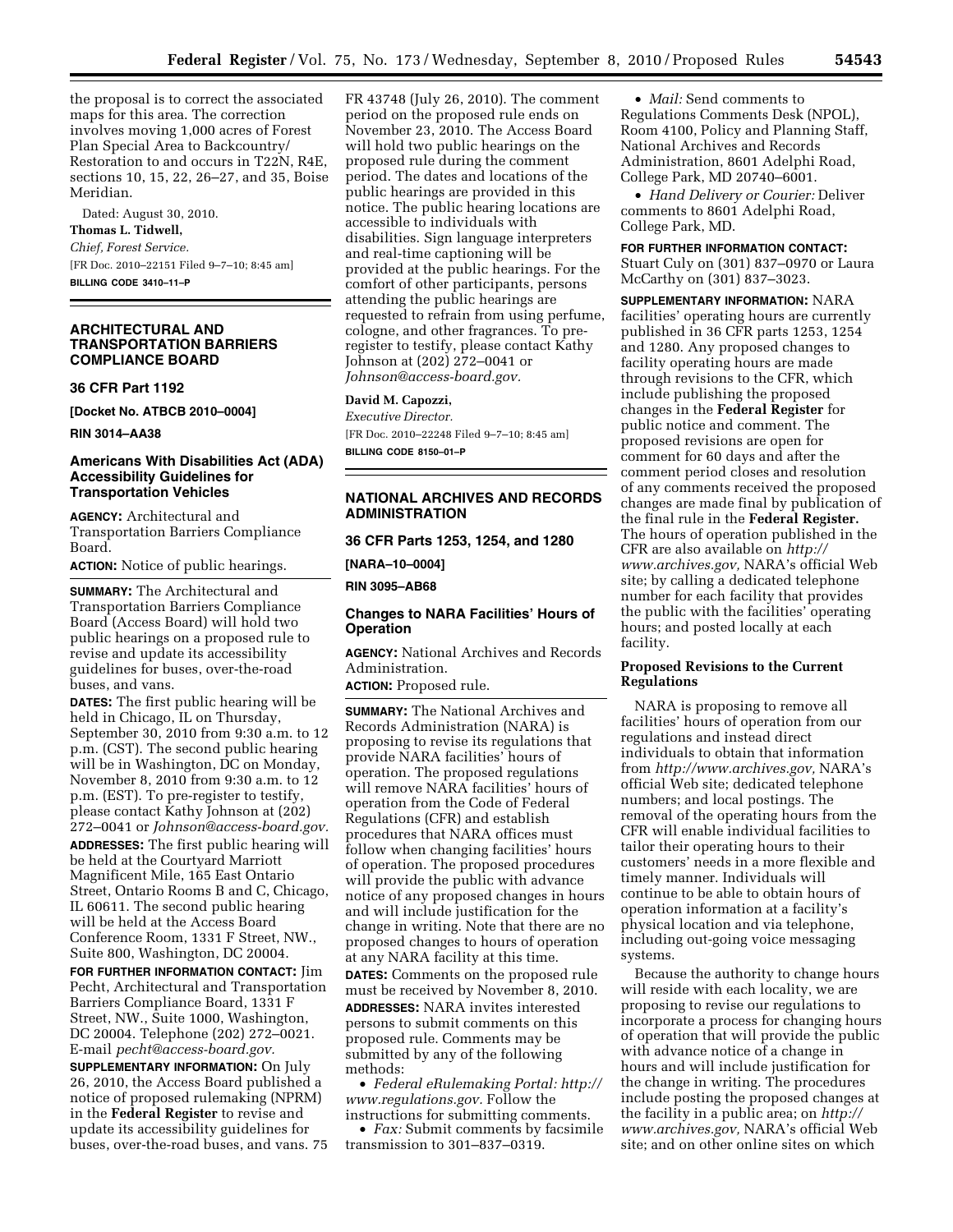the proposal is to correct the associated maps for this area. The correction involves moving 1,000 acres of Forest Plan Special Area to Backcountry/Restoration to and occurs in T22N, R4E, sections 10, 15, 22, 26–27, and 35, Boise Meridian.

Dated: August 30, 2010.

**Thomas L. Tidwell,**

*Chief, Forest Service.*

[FR Doc. 2010–22151 Filed 9–7–10; 8:45 am]

**BILLING CODE 3410–11–P**

## ARCHITECTURAL AND TRANSPORTATION BARRIERS COMPLIANCE BOARD

### 36 CFR Part 1192

**[Docket No. ATBCB 2010–0004]**

**RIN 3014–AA38**

### Americans With Disabilities Act (ADA) Accessibility Guidelines for Transportation Vehicles

**AGENCY:** Architectural and Transportation Barriers Compliance Board.

**ACTION:** Notice of public hearings.

**SUMMARY:** The Architectural and Transportation Barriers Compliance Board (Access Board) will hold two public hearings on a proposed rule to revise and update its accessibility guidelines for buses, over-the-road buses, and vans.

**DATES:** The first public hearing will be held in Chicago, IL on Thursday, September 30, 2010 from 9:30 a.m. to 12 p.m. (CST). The second public hearing will be in Washington, DC on Monday, November 8, 2010 from 9:30 a.m. to 12 p.m. (EST). To pre-register to testify, please contact Kathy Johnson at (202) 272–0041 or *Johnson@access-board.gov.*

**ADDRESSES:** The first public hearing will be held at the Courtyard Marriott Magnificent Mile, 165 East Ontario Street, Ontario Rooms B and C, Chicago, IL 60611. The second public hearing will be held at the Access Board Conference Room, 1331 F Street, NW., Suite 800, Washington, DC 20004.

**FOR FURTHER INFORMATION CONTACT:** Jim Pecht, Architectural and Transportation Barriers Compliance Board, 1331 F Street, NW., Suite 1000, Washington, DC 20004. Telephone (202) 272–0021. E-mail *pecht@access-board.gov.*

**SUPPLEMENTARY INFORMATION:** On July 26, 2010, the Access Board published a notice of proposed rulemaking (NPRM) in the **Federal Register** to revise and update its accessibility guidelines for buses, over-the-road buses, and vans. 75 FR 43748 (July 26, 2010). The comment period on the proposed rule ends on November 23, 2010. The Access Board will hold two public hearings on the proposed rule during the comment period. The dates and locations of the public hearings are provided in this notice. The public hearing locations are accessible to individuals with disabilities. Sign language interpreters and real-time captioning will be provided at the public hearings. For the comfort of other participants, persons attending the public hearings are requested to refrain from using perfume, cologne, and other fragrances. To pre-register to testify, please contact Kathy Johnson at (202) 272–0041 or *Johnson@access-board.gov.*

**David M. Capozzi,**

*Executive Director.*

[FR Doc. 2010–22248 Filed 9–7–10; 8:45 am]

**BILLING CODE 8150–01–P**

## NATIONAL ARCHIVES AND RECORDS ADMINISTRATION

### 36 CFR Parts 1253, 1254, and 1280

**[NARA–10–0004]**

**RIN 3095–AB68**

### Changes to NARA Facilities' Hours of Operation

**AGENCY:** National Archives and Records Administration.

**ACTION:** Proposed rule.

**SUMMARY:** The National Archives and Records Administration (NARA) is proposing to revise its regulations that provide NARA facilities' hours of operation. The proposed regulations will remove NARA facilities' hours of operation from the Code of Federal Regulations (CFR) and establish procedures that NARA offices must follow when changing facilities' hours of operation. The proposed procedures will provide the public with advance notice of any proposed changes in hours and will include justification for the change in writing. Note that there are no proposed changes to hours of operation at any NARA facility at this time.

**DATES:** Comments on the proposed rule must be received by November 8, 2010.

**ADDRESSES:** NARA invites interested persons to submit comments on this proposed rule. Comments may be submitted by any of the following methods:

- *Federal eRulemaking Portal: http://www.regulations.gov.* Follow the instructions for submitting comments.
- *Fax:* Submit comments by facsimile transmission to 301–837–0319.
- *Mail:* Send comments to Regulations Comments Desk (NPOL), Room 4100, Policy and Planning Staff, National Archives and Records Administration, 8601 Adelphi Road, College Park, MD 20740–6001.
- *Hand Delivery or Courier:* Deliver comments to 8601 Adelphi Road, College Park, MD.

**FOR FURTHER INFORMATION CONTACT:** Stuart Culy on (301) 837–0970 or Laura McCarthy on (301) 837–3023.

**SUPPLEMENTARY INFORMATION:** NARA facilities' operating hours are currently published in 36 CFR parts 1253, 1254 and 1280. Any proposed changes to facility operating hours are made through revisions to the CFR, which include publishing the proposed changes in the **Federal Register** for public notice and comment. The proposed revisions are open for comment for 60 days and after the comment period closes and resolution of any comments received the proposed changes are made final by publication of the final rule in the **Federal Register.** The hours of operation published in the CFR are also available on *http://www.archives.gov,* NARA's official Web site; by calling a dedicated telephone number for each facility that provides the public with the facilities' operating hours; and posted locally at each facility.

#### Proposed Revisions to the Current Regulations

NARA is proposing to remove all facilities' hours of operation from our regulations and instead direct individuals to obtain that information from *http://www.archives.gov,* NARA's official Web site; dedicated telephone numbers; and local postings. The removal of the operating hours from the CFR will enable individual facilities to tailor their operating hours to their customers' needs in a more flexible and timely manner. Individuals will continue to be able to obtain hours of operation information at a facility's physical location and via telephone, including out-going voice messaging systems.

Because the authority to change hours will reside with each locality, we are proposing to revise our regulations to incorporate a process for changing hours of operation that will provide the public with advance notice of a change in hours and will include justification for the change in writing. The procedures include posting the proposed changes at the facility in a public area; on *http://www.archives.gov,* NARA's official Web site; and on other online sites on which